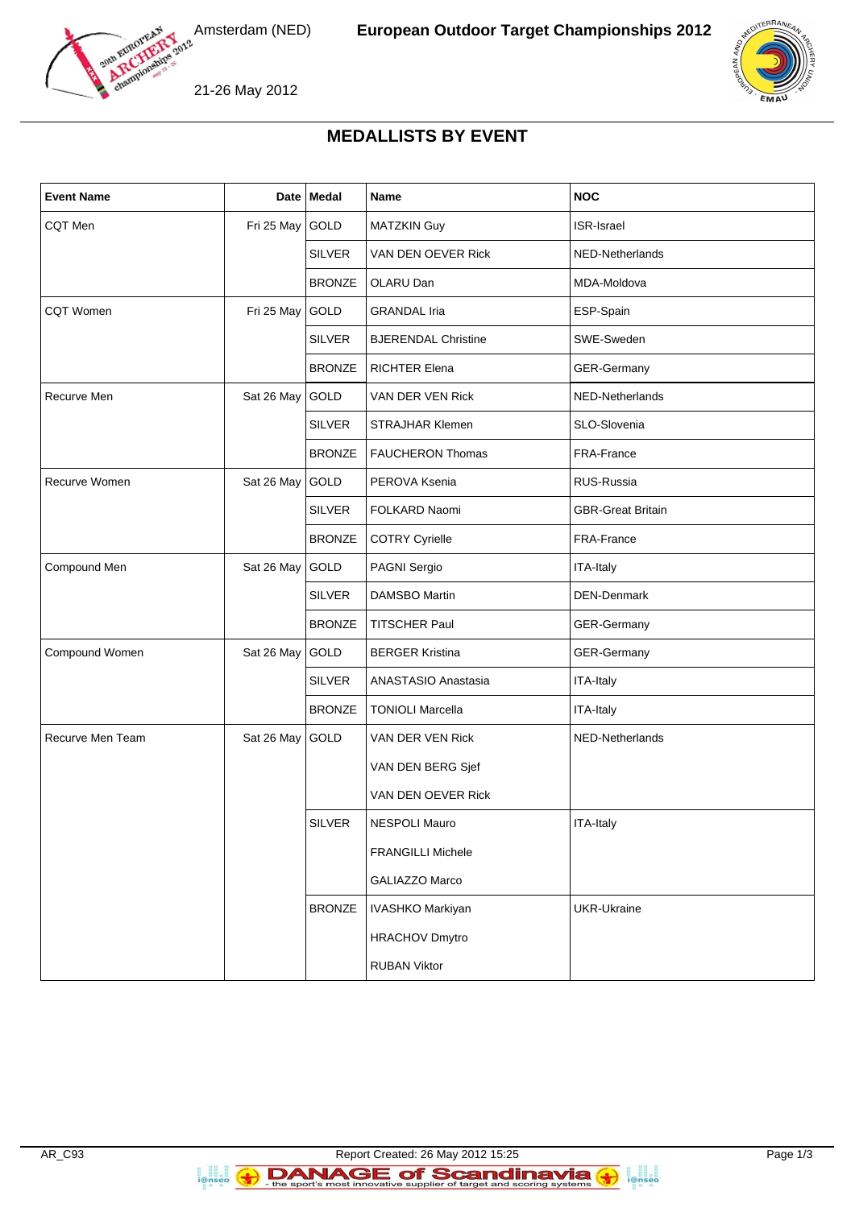Amsterdam (NED)

**European Outdoor Target Championships 2012**

21-26 May 2012

## MEDALLISTS BY EVENT

| Event Name | Date | Medal | Name | NOC |
|---|---|---|---|---|
| CQT Men | Fri 25 May | GOLD | MATZKIN Guy | ISR-Israel |
| | | SILVER | VAN DEN OEVER Rick | NED-Netherlands |
| | | BRONZE | OLARU Dan | MDA-Moldova |
| CQT Women | Fri 25 May | GOLD | GRANDAL Iria | ESP-Spain |
| | | SILVER | BJERENDAL Christine | SWE-Sweden |
| | | BRONZE | RICHTER Elena | GER-Germany |
| Recurve Men | Sat 26 May | GOLD | VAN DER VEN Rick | NED-Netherlands |
| | | SILVER | STRAJHAR Klemen | SLO-Slovenia |
| | | BRONZE | FAUCHERON Thomas | FRA-France |
| Recurve Women | Sat 26 May | GOLD | PEROVA Ksenia | RUS-Russia |
| | | SILVER | FOLKARD Naomi | GBR-Great Britain |
| | | BRONZE | COTRY Cyrielle | FRA-France |
| Compound Men | Sat 26 May | GOLD | PAGNI Sergio | ITA-Italy |
| | | SILVER | DAMSBO Martin | DEN-Denmark |
| | | BRONZE | TITSCHER Paul | GER-Germany |
| Compound Women | Sat 26 May | GOLD | BERGER Kristina | GER-Germany |
| | | SILVER | ANASTASIO Anastasia | ITA-Italy |
| | | BRONZE | TONIOLI Marcella | ITA-Italy |
| Recurve Men Team | Sat 26 May | GOLD | VAN DER VEN Rick | NED-Netherlands |
| | | | VAN DEN BERG Sjef | |
| | | | VAN DEN OEVER Rick | |
| | | SILVER | NESPOLI Mauro | ITA-Italy |
| | | | FRANGILLI Michele | |
| | | | GALIAZZO Marco | |
| | | BRONZE | IVASHKO Markiyan | UKR-Ukraine |
| | | | HRACHOV Dmytro | |
| | | | RUBAN Viktor | |

AR_C93 Report Created: 26 May 2012 15:25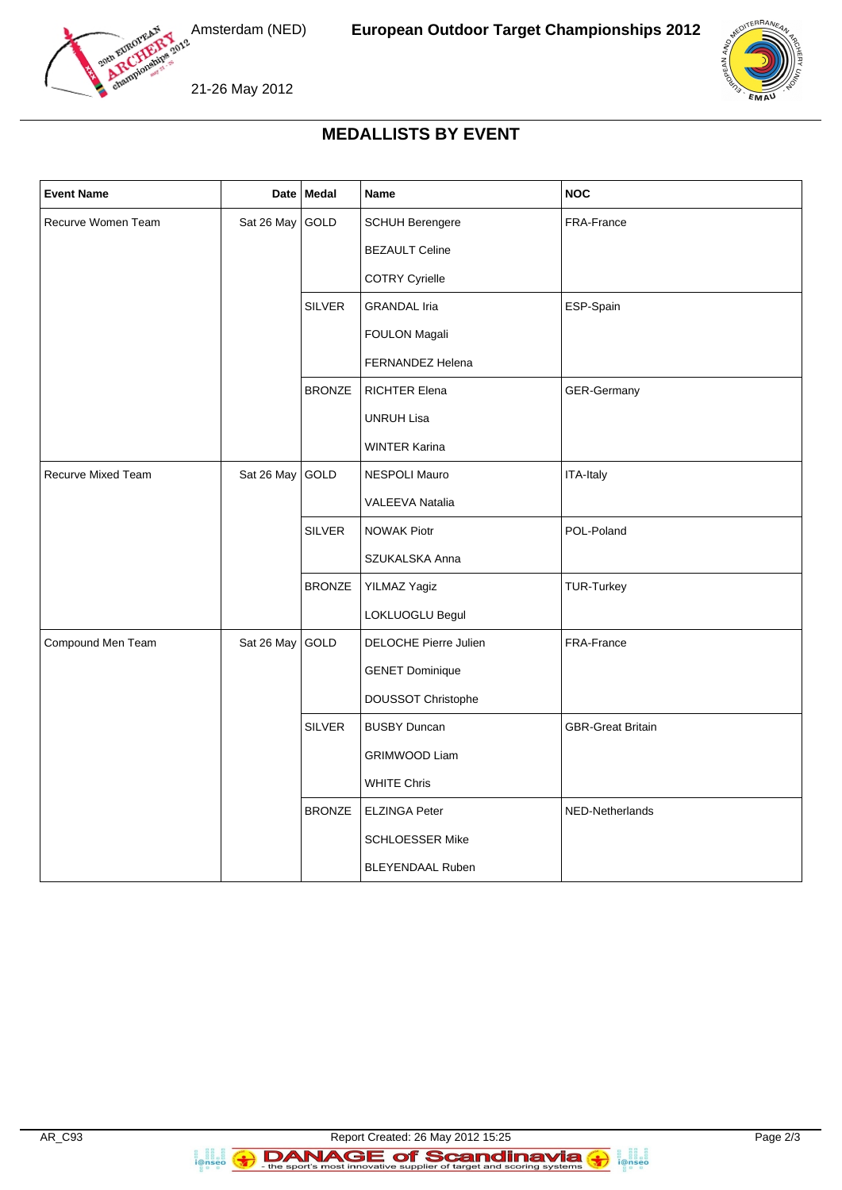## MEDALLISTS BY EVENT

| Event Name | Date | Medal | Name | NOC |
|---|---|---|---|---|
| Recurve Women Team | Sat 26 May | GOLD | SCHUH Berengere | FRA-France |
| | | | BEZAULT Celine | |
| | | | COTRY Cyrielle | |
| | | SILVER | GRANDAL Iria | ESP-Spain |
| | | | FOULON Magali | |
| | | | FERNANDEZ Helena | |
| | | BRONZE | RICHTER Elena | GER-Germany |
| | | | UNRUH Lisa | |
| | | | WINTER Karina | |
| Recurve Mixed Team | Sat 26 May | GOLD | NESPOLI Mauro | ITA-Italy |
| | | | VALEEVA Natalia | |
| | | SILVER | NOWAK Piotr | POL-Poland |
| | | | SZUKALSKA Anna | |
| | | BRONZE | YILMAZ Yagiz | TUR-Turkey |
| | | | LOKLUOGLU Begul | |
| Compound Men Team | Sat 26 May | GOLD | DELOCHE Pierre Julien | FRA-France |
| | | | GENET Dominique | |
| | | | DOUSSOT Christophe | |
| | | SILVER | BUSBY Duncan | GBR-Great Britain |
| | | | GRIMWOOD Liam | |
| | | | WHITE Chris | |
| | | BRONZE | ELZINGA Peter | NED-Netherlands |
| | | | SCHLOESSER Mike | |
| | | | BLEYENDAAL Ruben | |

AR_C93 Report Created: 26 May 2012 15:25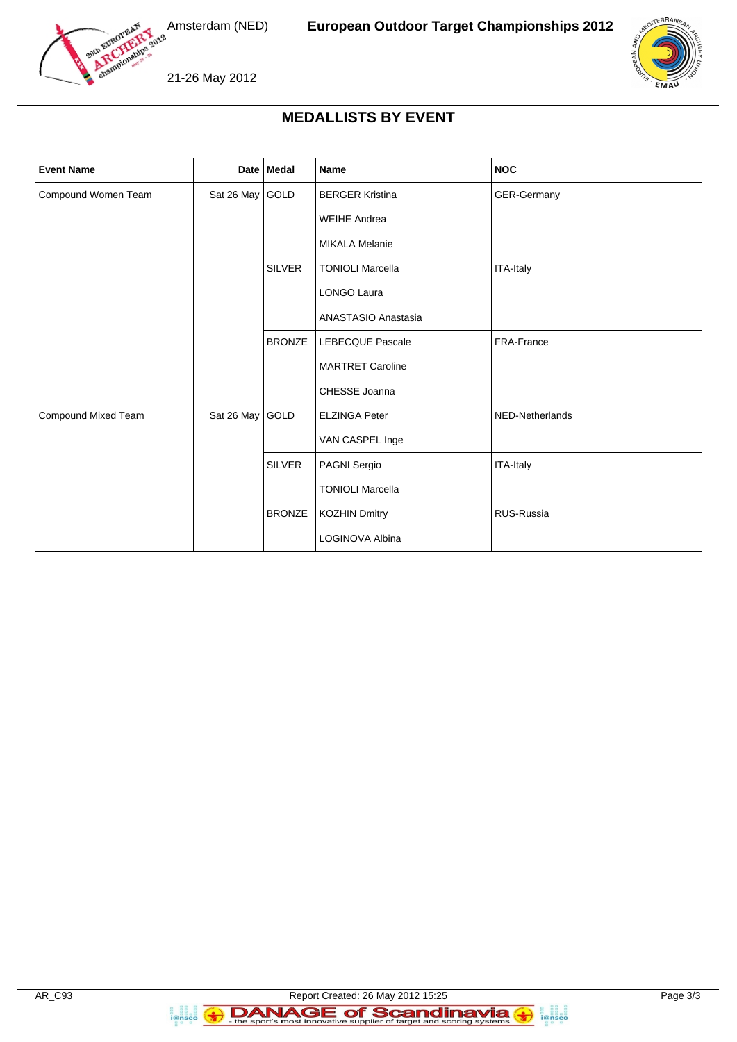## MEDALLISTS BY EVENT

| Event Name | Date | Medal | Name | NOC |
|---|---|---|---|---|
| Compound Women Team | Sat 26 May | GOLD | BERGER Kristina | GER-Germany |
| | | | WEIHE Andrea | |
| | | | MIKALA Melanie | |
| | | SILVER | TONIOLI Marcella | ITA-Italy |
| | | | LONGO Laura | |
| | | | ANASTASIO Anastasia | |
| | | BRONZE | LEBECQUE Pascale | FRA-France |
| | | | MARTRET Caroline | |
| | | | CHESSE Joanna | |
| Compound Mixed Team | Sat 26 May | GOLD | ELZINGA Peter | NED-Netherlands |
| | | | VAN CASPEL Inge | |
| | | SILVER | PAGNI Sergio | ITA-Italy |
| | | | TONIOLI Marcella | |
| | | BRONZE | KOZHIN Dmitry | RUS-Russia |
| | | | LOGINOVA Albina | |